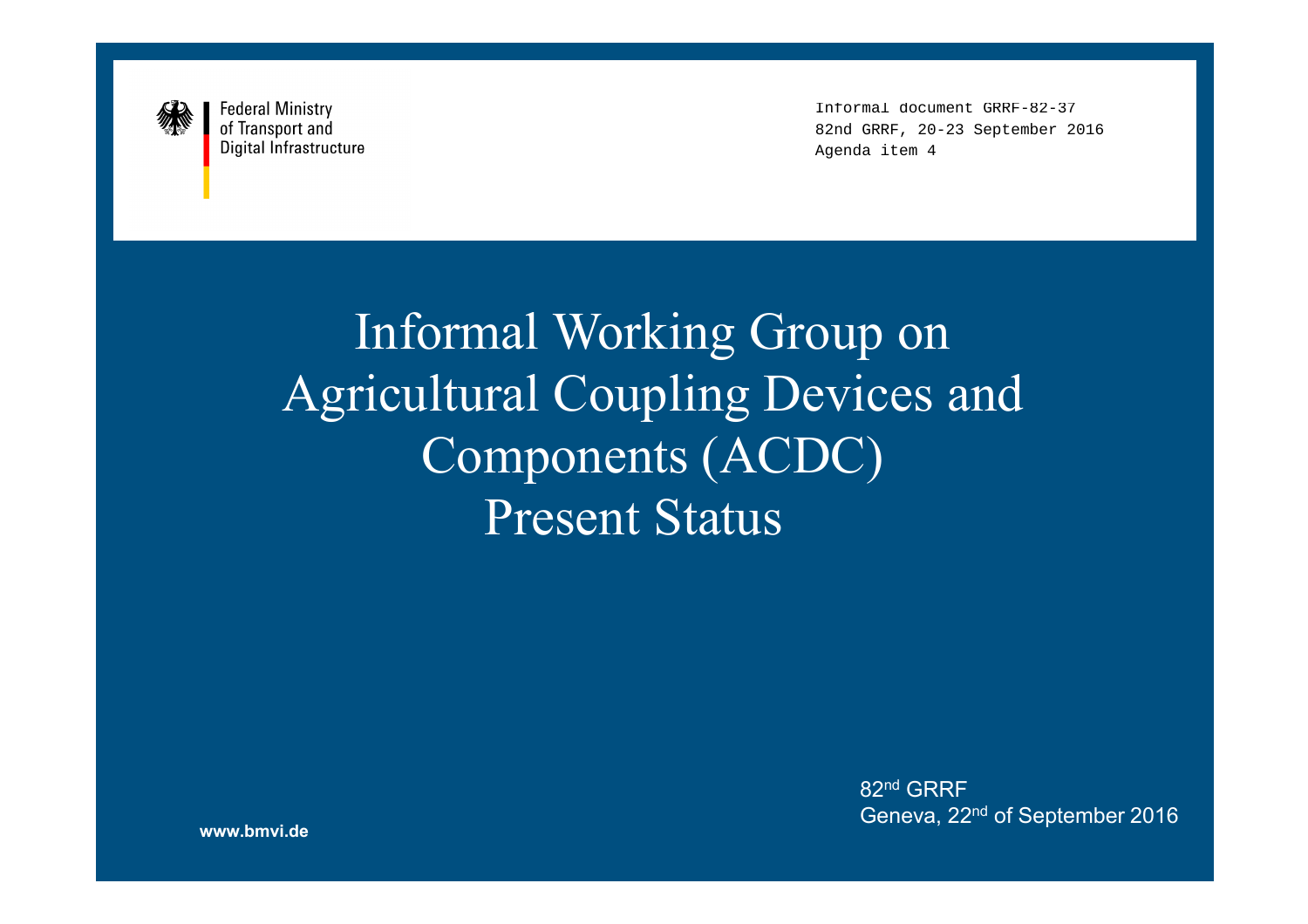Federal Ministry
of Transport and
Digital Infrastructure

Informal document GRRF-82-37
82nd GRRF, 20-23 September 2016
Agenda item 4

# Informal Working Group on Agricultural Coupling Devices and Components (ACDC) Present Status

82nd GRRF
Geneva, 22nd of September 2016

www.bmvi.de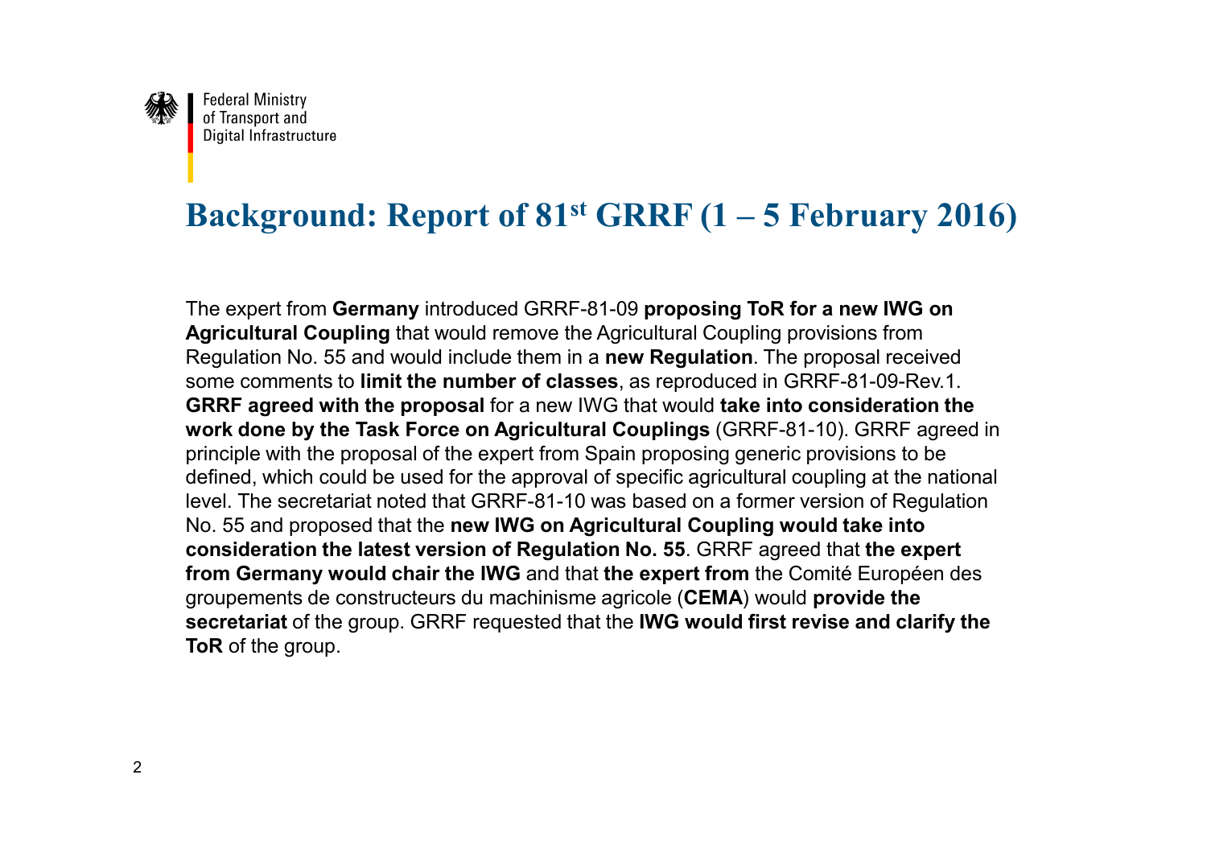# Background: Report of 81st GRRF (1 – 5 February 2016)

The expert from **Germany** introduced GRRF-81-09 **proposing ToR for a new IWG on Agricultural Coupling** that would remove the Agricultural Coupling provisions from Regulation No. 55 and would include them in a **new Regulation**. The proposal received some comments to **limit the number of classes**, as reproduced in GRRF-81-09-Rev.1. **GRRF agreed with the proposal** for a new IWG that would **take into consideration the work done by the Task Force on Agricultural Couplings** (GRRF-81-10). GRRF agreed in principle with the proposal of the expert from Spain proposing generic provisions to be defined, which could be used for the approval of specific agricultural coupling at the national level. The secretariat noted that GRRF-81-10 was based on a former version of Regulation No. 55 and proposed that the **new IWG on Agricultural Coupling would take into consideration the latest version of Regulation No. 55**. GRRF agreed that **the expert from Germany would chair the IWG** and that **the expert from** the Comité Européen des groupements de constructeurs du machinisme agricole (**CEMA**) would **provide the secretariat** of the group. GRRF requested that the **IWG would first revise and clarify the ToR** of the group.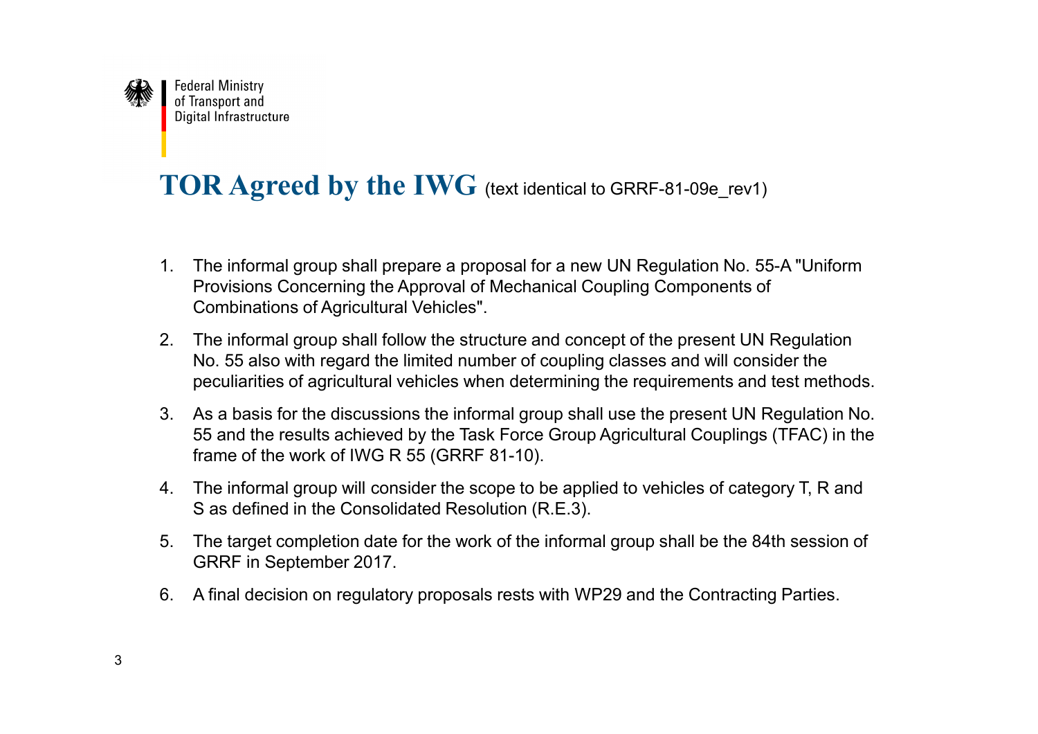# TOR Agreed by the IWG (text identical to GRRF-81-09e_rev1)

1. The informal group shall prepare a proposal for a new UN Regulation No. 55-A "Uniform Provisions Concerning the Approval of Mechanical Coupling Components of Combinations of Agricultural Vehicles".
2. The informal group shall follow the structure and concept of the present UN Regulation No. 55 also with regard the limited number of coupling classes and will consider the peculiarities of agricultural vehicles when determining the requirements and test methods.
3. As a basis for the discussions the informal group shall use the present UN Regulation No. 55 and the results achieved by the Task Force Group Agricultural Couplings (TFAC) in the frame of the work of IWG R 55 (GRRF 81-10).
4. The informal group will consider the scope to be applied to vehicles of category T, R and S as defined in the Consolidated Resolution (R.E.3).
5. The target completion date for the work of the informal group shall be the 84th session of GRRF in September 2017.
6. A final decision on regulatory proposals rests with WP29 and the Contracting Parties.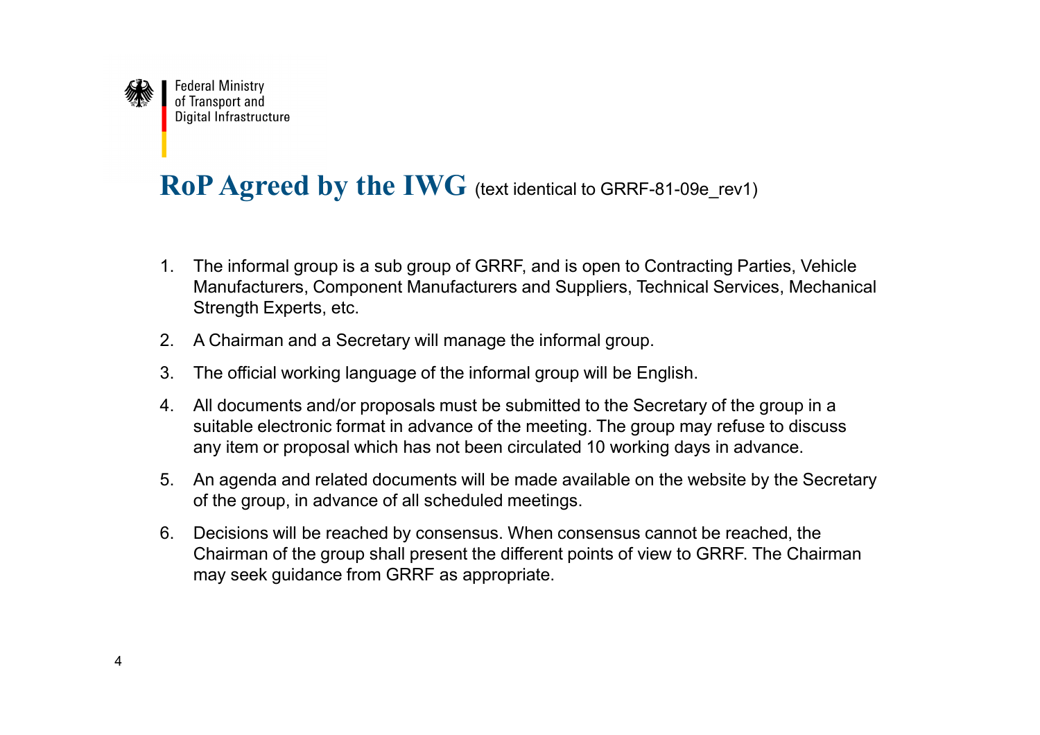Federal Ministry of Transport and Digital Infrastructure

# RoP Agreed by the IWG (text identical to GRRF-81-09e_rev1)

1. The informal group is a sub group of GRRF, and is open to Contracting Parties, Vehicle Manufacturers, Component Manufacturers and Suppliers, Technical Services, Mechanical Strength Experts, etc.
2. A Chairman and a Secretary will manage the informal group.
3. The official working language of the informal group will be English.
4. All documents and/or proposals must be submitted to the Secretary of the group in a suitable electronic format in advance of the meeting. The group may refuse to discuss any item or proposal which has not been circulated 10 working days in advance.
5. An agenda and related documents will be made available on the website by the Secretary of the group, in advance of all scheduled meetings.
6. Decisions will be reached by consensus. When consensus cannot be reached, the Chairman of the group shall present the different points of view to GRRF. The Chairman may seek guidance from GRRF as appropriate.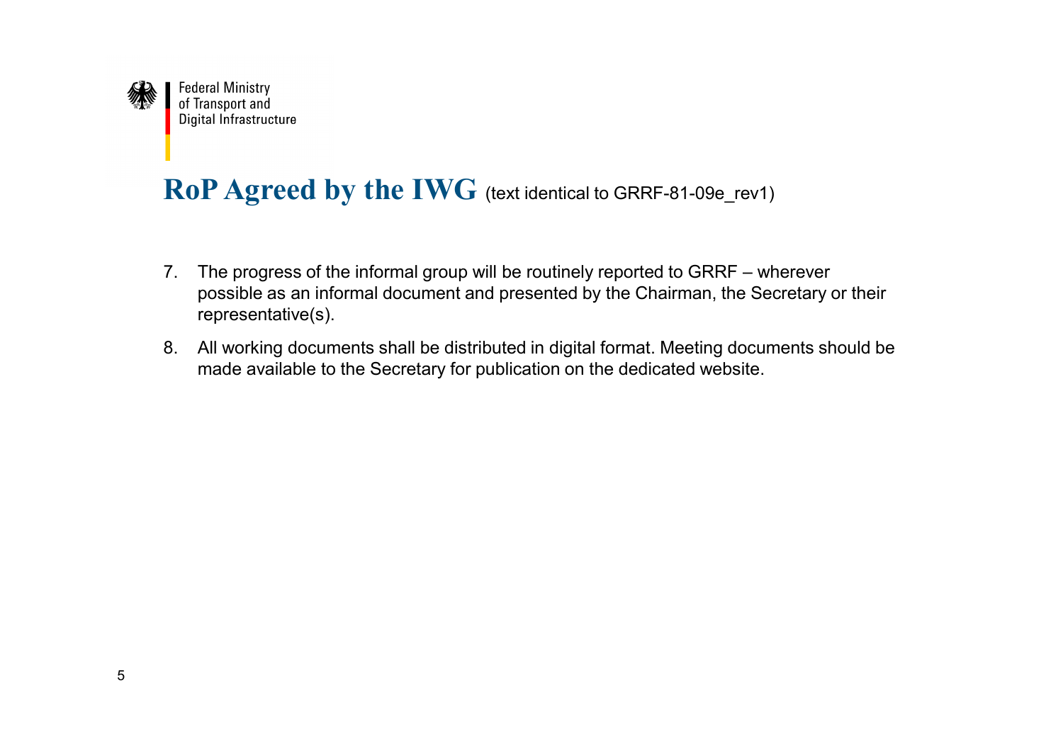Federal Ministry
of Transport and
Digital Infrastructure

## RoP Agreed by the IWG (text identical to GRRF-81-09e_rev1)

7. The progress of the informal group will be routinely reported to GRRF – wherever possible as an informal document and presented by the Chairman, the Secretary or their representative(s).

8. All working documents shall be distributed in digital format. Meeting documents should be made available to the Secretary for publication on the dedicated website.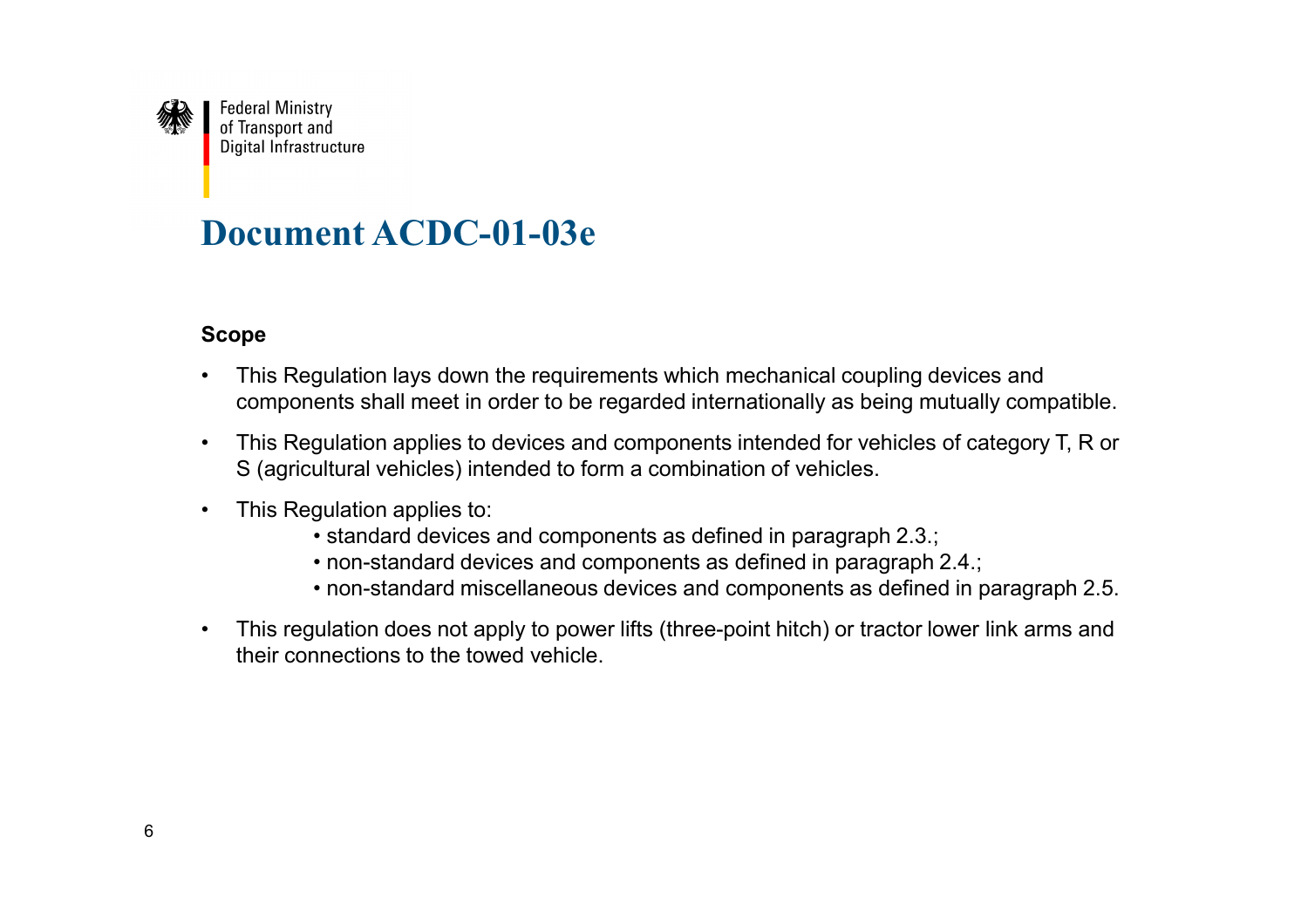Federal Ministry of Transport and Digital Infrastructure

# Document ACDC-01-03e

**Scope**

- This Regulation lays down the requirements which mechanical coupling devices and components shall meet in order to be regarded internationally as being mutually compatible.
- This Regulation applies to devices and components intended for vehicles of category T, R or S (agricultural vehicles) intended to form a combination of vehicles.
- This Regulation applies to:
  - standard devices and components as defined in paragraph 2.3.;
  - non-standard devices and components as defined in paragraph 2.4.;
  - non-standard miscellaneous devices and components as defined in paragraph 2.5.
- This regulation does not apply to power lifts (three-point hitch) or tractor lower link arms and their connections to the towed vehicle.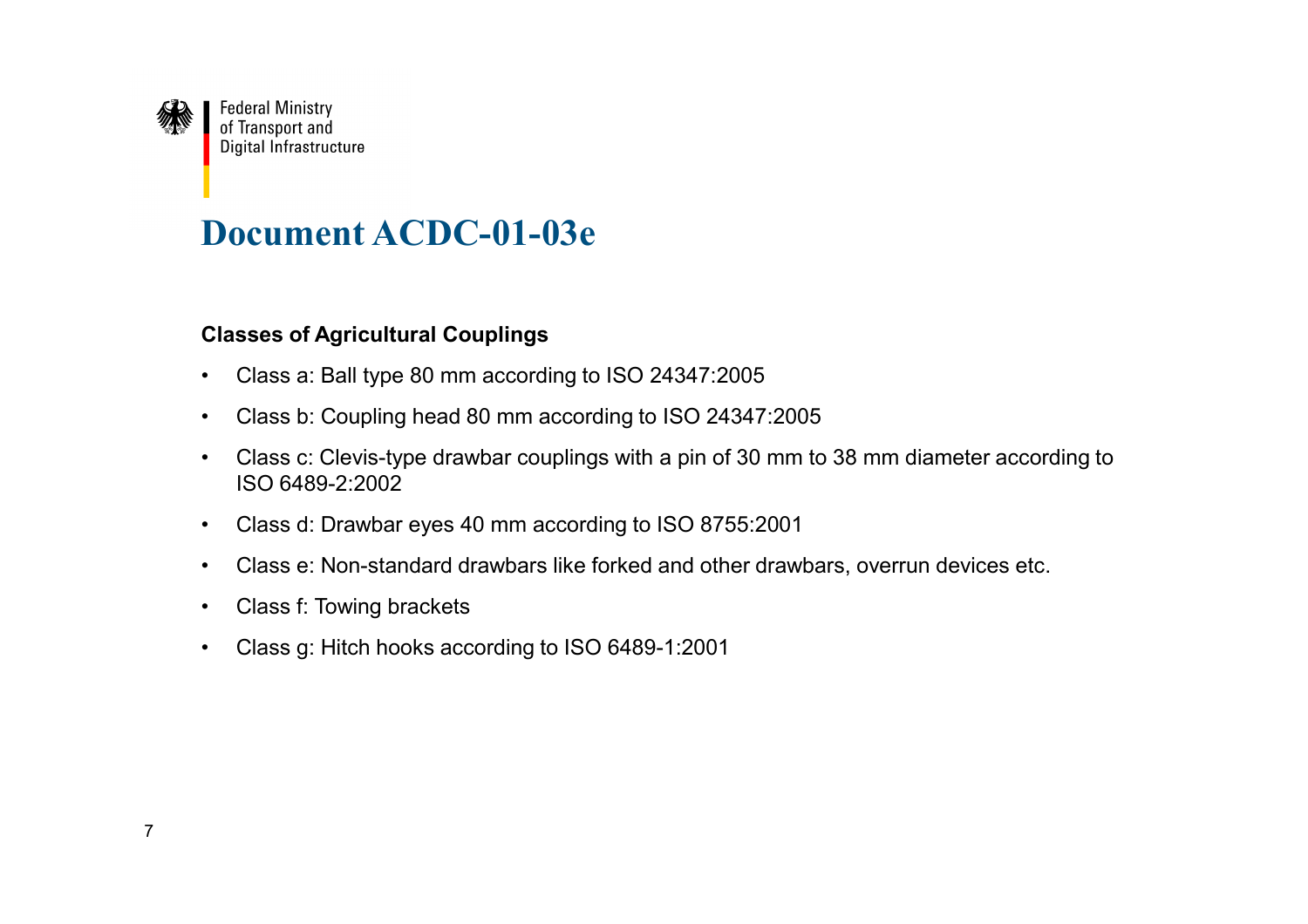# Document ACDC-01-03e

**Classes of Agricultural Couplings**

- Class a: Ball type 80 mm according to ISO 24347:2005
- Class b: Coupling head 80 mm according to ISO 24347:2005
- Class c: Clevis-type drawbar couplings with a pin of 30 mm to 38 mm diameter according to ISO 6489-2:2002
- Class d: Drawbar eyes 40 mm according to ISO 8755:2001
- Class e: Non-standard drawbars like forked and other drawbars, overrun devices etc.
- Class f: Towing brackets
- Class g: Hitch hooks according to ISO 6489-1:2001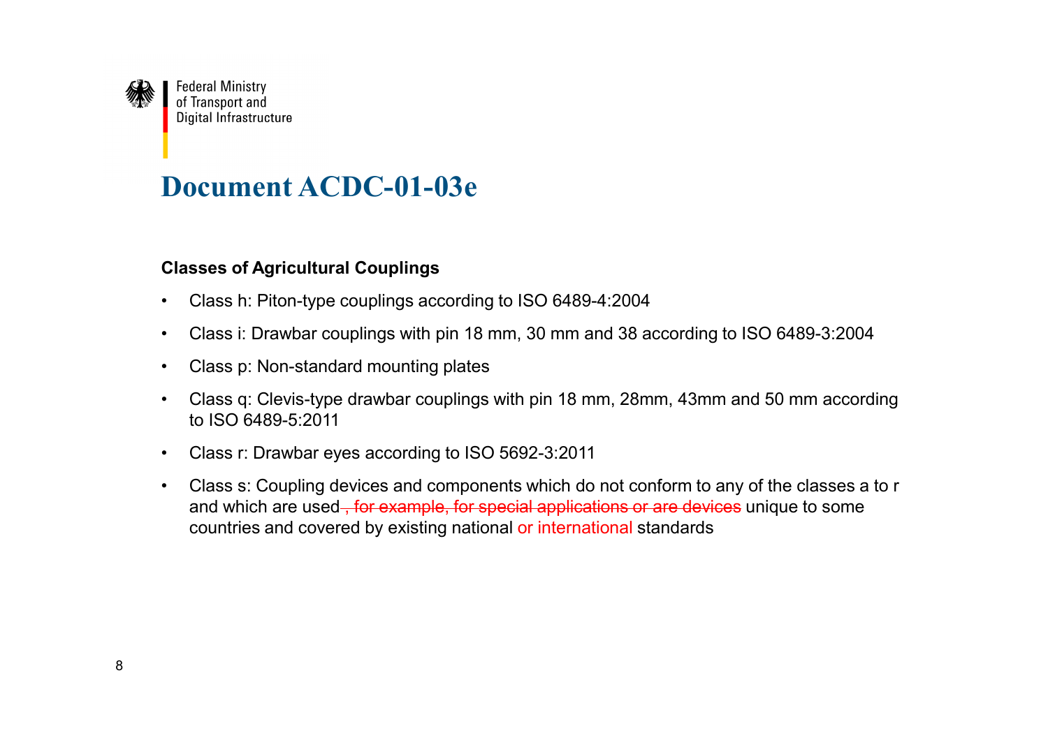Federal Ministry of Transport and Digital Infrastructure

# Document ACDC-01-03e

**Classes of Agricultural Couplings**

- Class h: Piton-type couplings according to ISO 6489-4:2004
- Class i: Drawbar couplings with pin 18 mm, 30 mm and 38 according to ISO 6489-3:2004
- Class p: Non-standard mounting plates
- Class q: Clevis-type drawbar couplings with pin 18 mm, 28mm, 43mm and 50 mm according to ISO 6489-5:2011
- Class r: Drawbar eyes according to ISO 5692-3:2011
- Class s: Coupling devices and components which do not conform to any of the classes a to r and which are used~~, for example, for special applications or are devices~~ unique to some countries and covered by existing national or international standards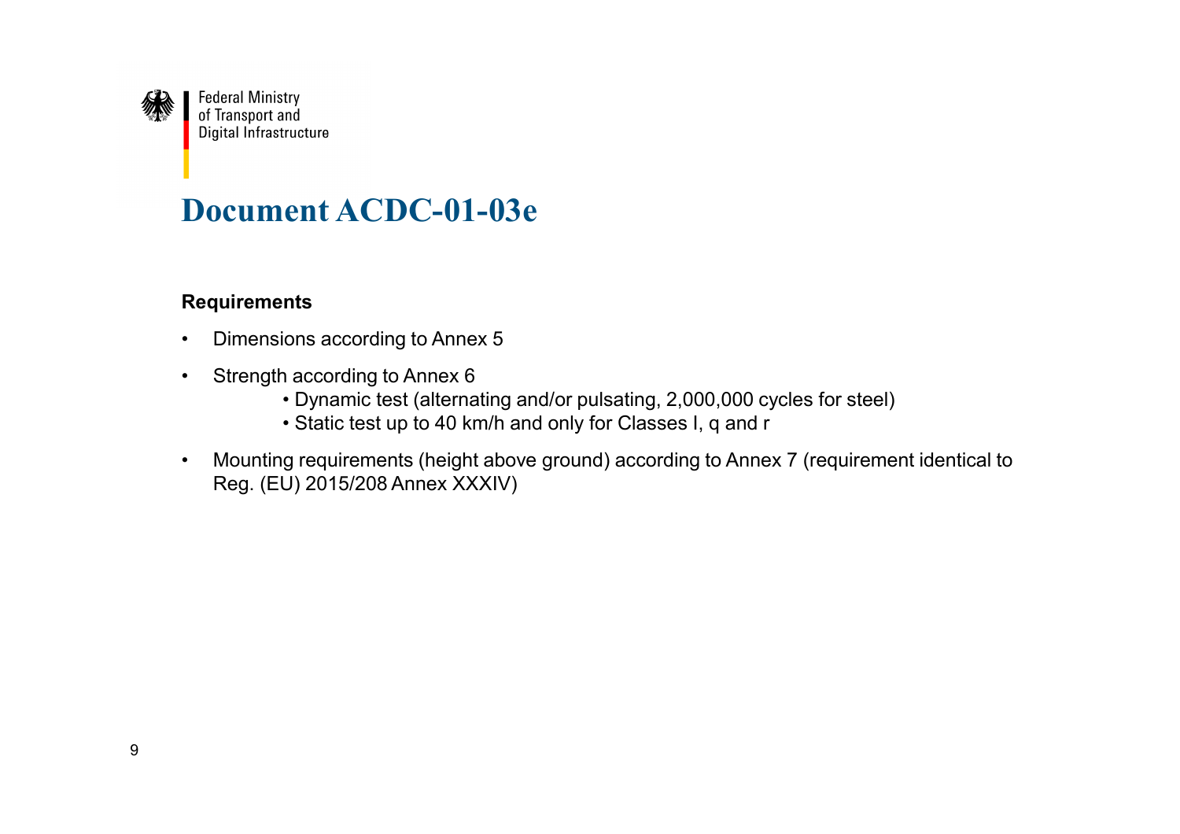Federal Ministry
of Transport and
Digital Infrastructure

# Document ACDC-01-03e

**Requirements**

- Dimensions according to Annex 5
- Strength according to Annex 6
  - Dynamic test (alternating and/or pulsating, 2,000,000 cycles for steel)
  - Static test up to 40 km/h and only for Classes I, q and r
- Mounting requirements (height above ground) according to Annex 7 (requirement identical to Reg. (EU) 2015/208 Annex XXXIV)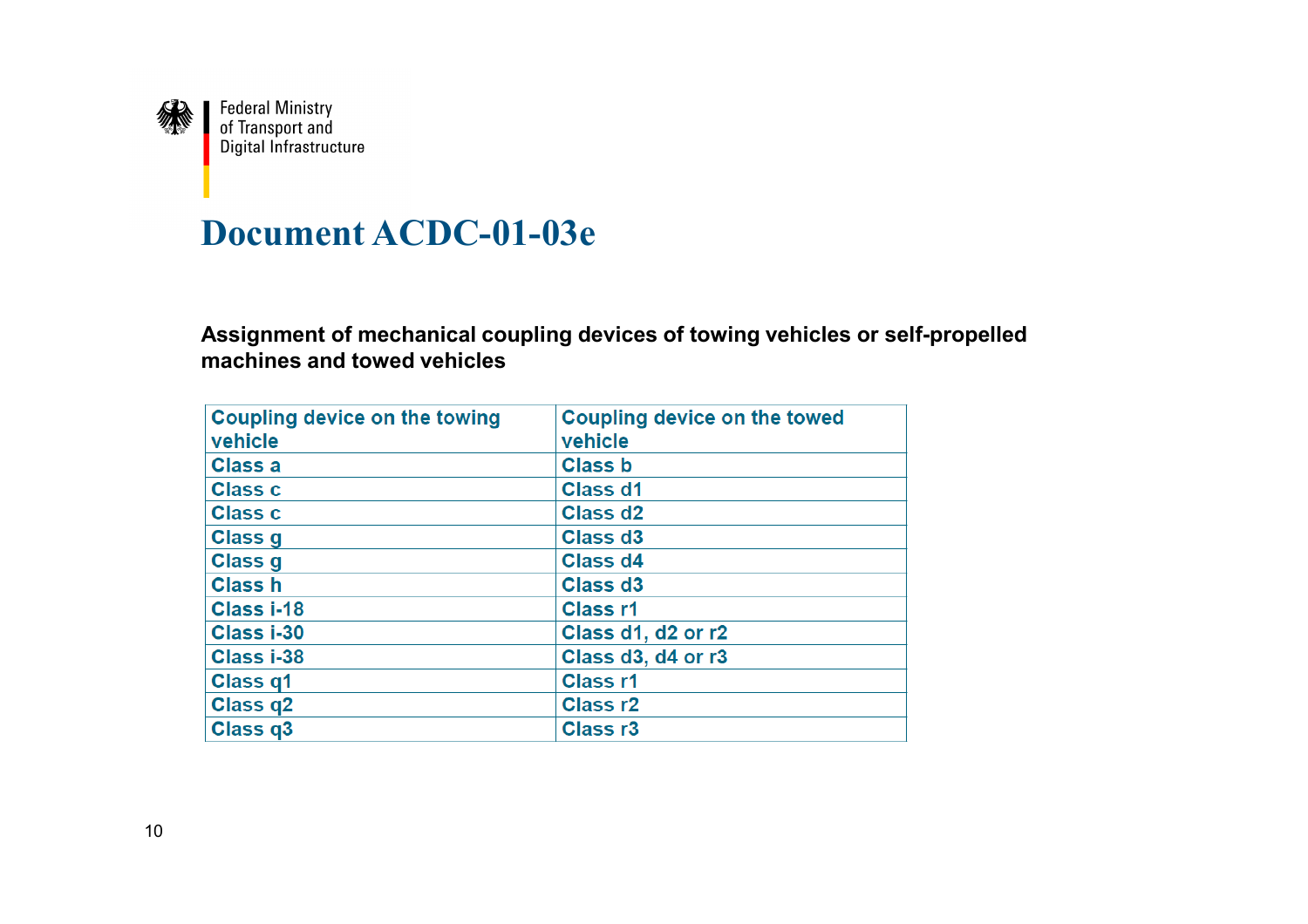Federal Ministry of Transport and Digital Infrastructure

# Document ACDC-01-03e

**Assignment of mechanical coupling devices of towing vehicles or self-propelled machines and towed vehicles**

| Coupling device on the towing vehicle | Coupling device on the towed vehicle |
|---|---|
| Class a | Class b |
| Class c | Class d1 |
| Class c | Class d2 |
| Class g | Class d3 |
| Class g | Class d4 |
| Class h | Class d3 |
| Class i-18 | Class r1 |
| Class i-30 | Class d1, d2 or r2 |
| Class i-38 | Class d3, d4 or r3 |
| Class q1 | Class r1 |
| Class q2 | Class r2 |
| Class q3 | Class r3 |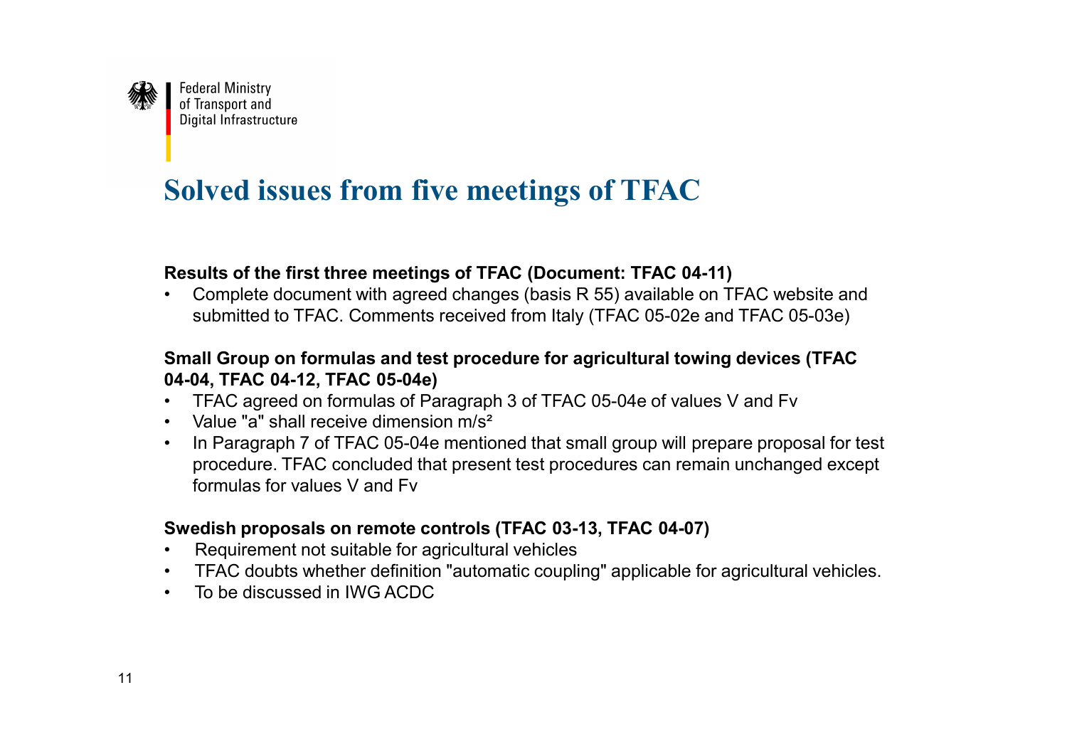Federal Ministry of Transport and Digital Infrastructure

# Solved issues from five meetings of TFAC

**Results of the first three meetings of TFAC (Document: TFAC 04-11)**

- Complete document with agreed changes (basis R 55) available on TFAC website and submitted to TFAC. Comments received from Italy (TFAC 05-02e and TFAC 05-03e)

**Small Group on formulas and test procedure for agricultural towing devices (TFAC 04-04, TFAC 04-12, TFAC 05-04e)**

- TFAC agreed on formulas of Paragraph 3 of TFAC 05-04e of values V and Fv
- Value "a" shall receive dimension $m/s^2$
- In Paragraph 7 of TFAC 05-04e mentioned that small group will prepare proposal for test procedure. TFAC concluded that present test procedures can remain unchanged except formulas for values V and Fv

**Swedish proposals on remote controls (TFAC 03-13, TFAC 04-07)**

- Requirement not suitable for agricultural vehicles
- TFAC doubts whether definition "automatic coupling" applicable for agricultural vehicles.
- To be discussed in IWG ACDC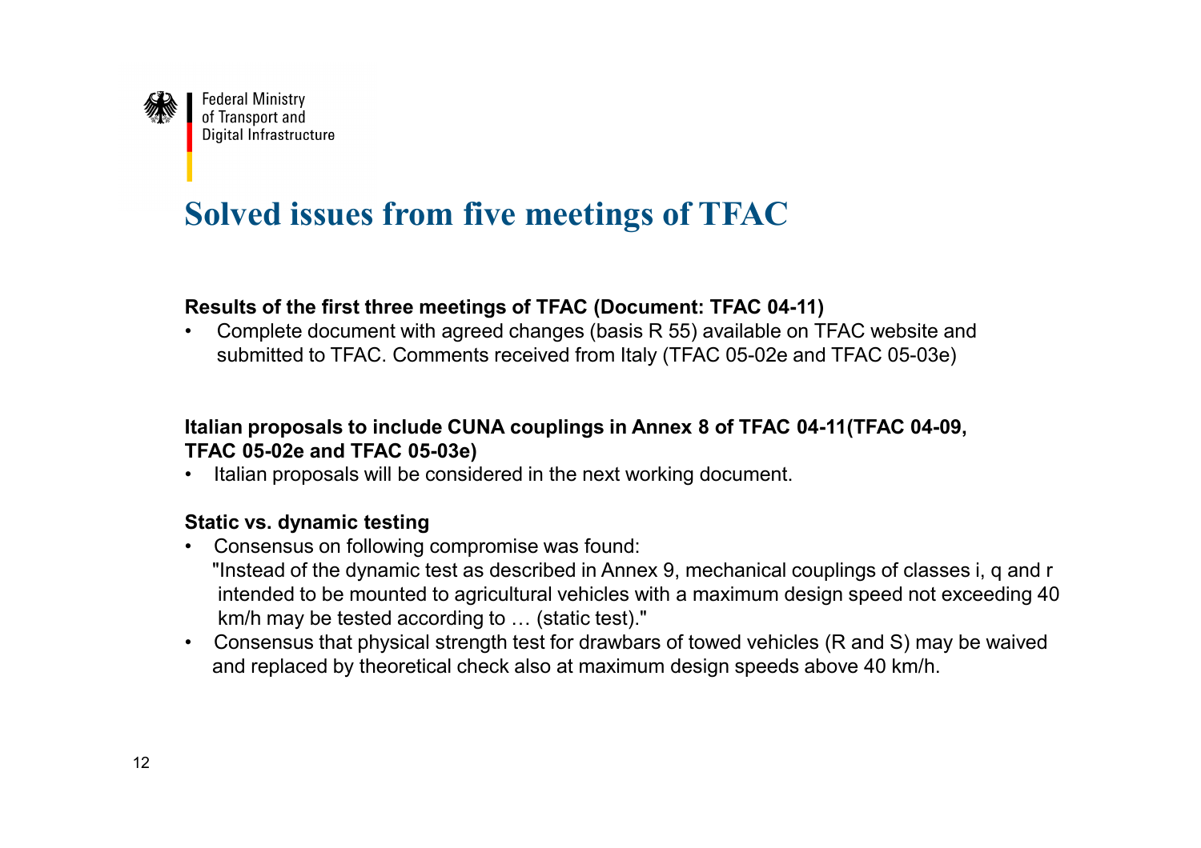Federal Ministry of Transport and Digital Infrastructure

# Solved issues from five meetings of TFAC

**Results of the first three meetings of TFAC (Document: TFAC 04-11)**

- Complete document with agreed changes (basis R 55) available on TFAC website and submitted to TFAC. Comments received from Italy (TFAC 05-02e and TFAC 05-03e)

**Italian proposals to include CUNA couplings in Annex 8 of TFAC 04-11(TFAC 04-09, TFAC 05-02e and TFAC 05-03e)**

- Italian proposals will be considered in the next working document.

**Static vs. dynamic testing**

- Consensus on following compromise was found:
  "Instead of the dynamic test as described in Annex 9, mechanical couplings of classes i, q and r intended to be mounted to agricultural vehicles with a maximum design speed not exceeding 40 km/h may be tested according to … (static test)."
- Consensus that physical strength test for drawbars of towed vehicles (R and S) may be waived and replaced by theoretical check also at maximum design speeds above 40 km/h.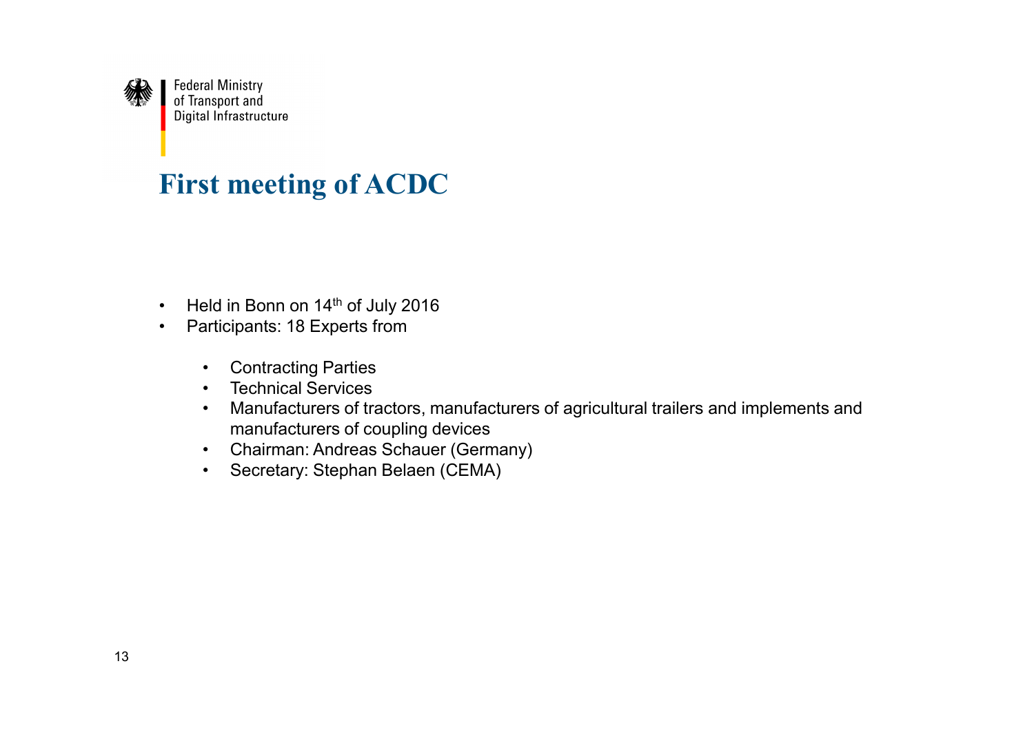Federal Ministry
of Transport and
Digital Infrastructure

# First meeting of ACDC

- Held in Bonn on 14th of July 2016
- Participants: 18 Experts from
  - Contracting Parties
  - Technical Services
  - Manufacturers of tractors, manufacturers of agricultural trailers and implements and manufacturers of coupling devices
  - Chairman: Andreas Schauer (Germany)
  - Secretary: Stephan Belaen (CEMA)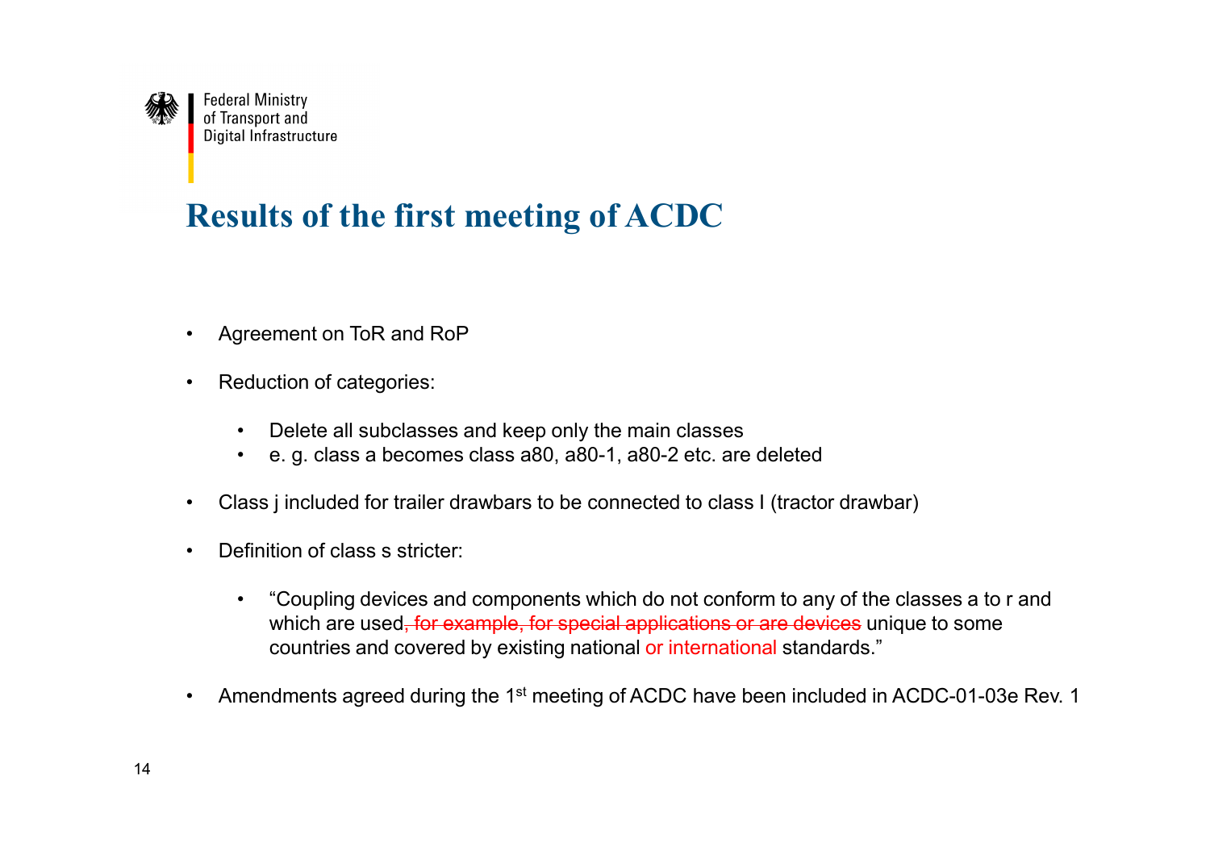# Results of the first meeting of ACDC

- Agreement on ToR and RoP
- Reduction of categories:
  - Delete all subclasses and keep only the main classes
  - e. g. class a becomes class a80, a80-1, a80-2 etc. are deleted
- Class j included for trailer drawbars to be connected to class I (tractor drawbar)
- Definition of class s stricter:
  - "Coupling devices and components which do not conform to any of the classes a to r and which are used~~, for example, for special applications or are devices~~ unique to some countries and covered by existing national or international standards."
- Amendments agreed during the 1st meeting of ACDC have been included in ACDC-01-03e Rev. 1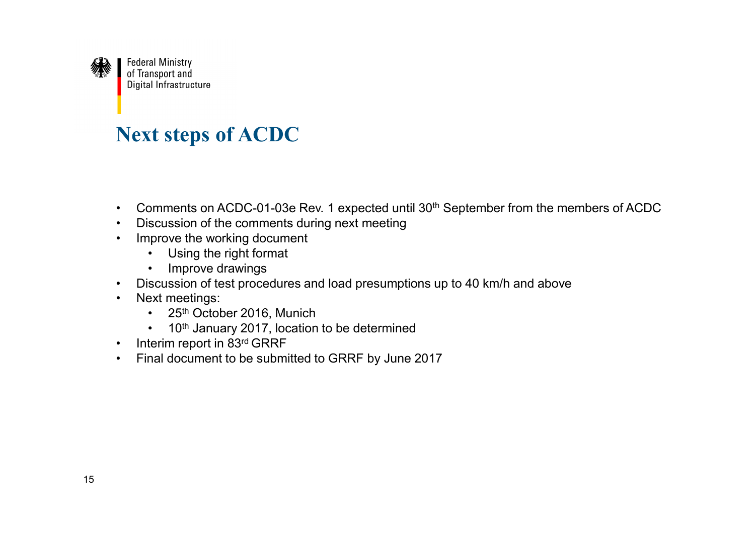Federal Ministry of Transport and Digital Infrastructure

# Next steps of ACDC

- Comments on ACDC-01-03e Rev. 1 expected until 30th September from the members of ACDC
- Discussion of the comments during next meeting
- Improve the working document
  - Using the right format
  - Improve drawings
- Discussion of test procedures and load presumptions up to 40 km/h and above
- Next meetings:
  - 25th October 2016, Munich
  - 10th January 2017, location to be determined
- Interim report in 83rd GRRF
- Final document to be submitted to GRRF by June 2017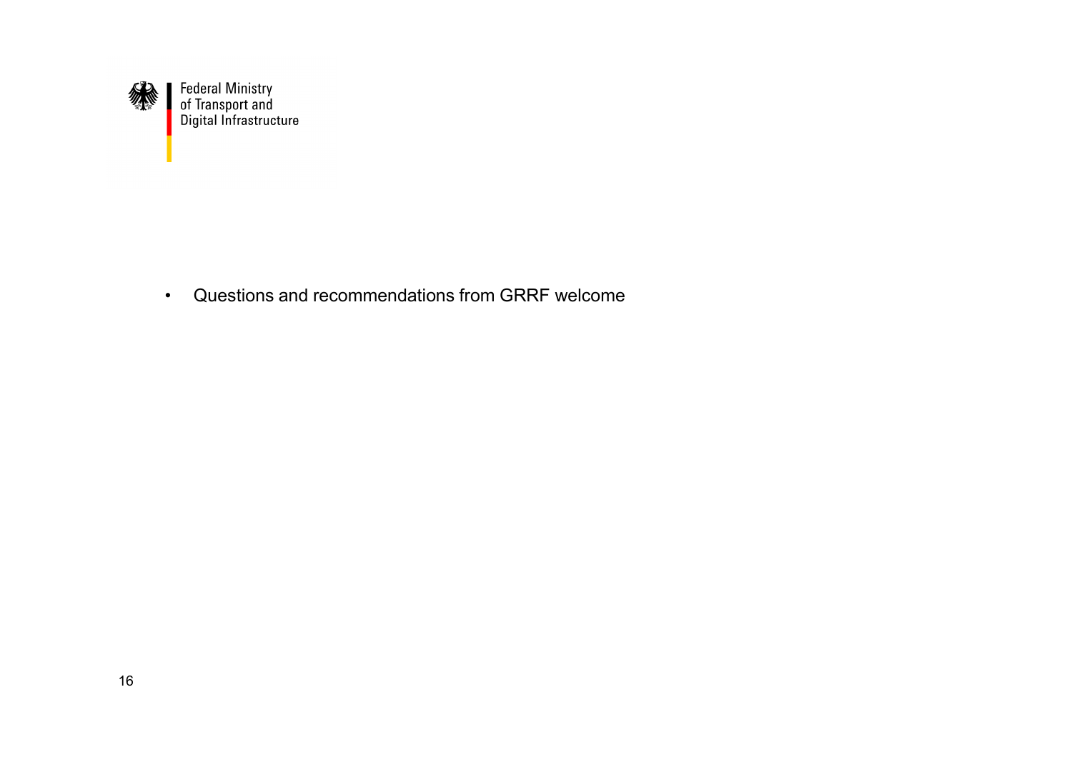Federal Ministry of Transport and Digital Infrastructure

- Questions and recommendations from GRRF welcome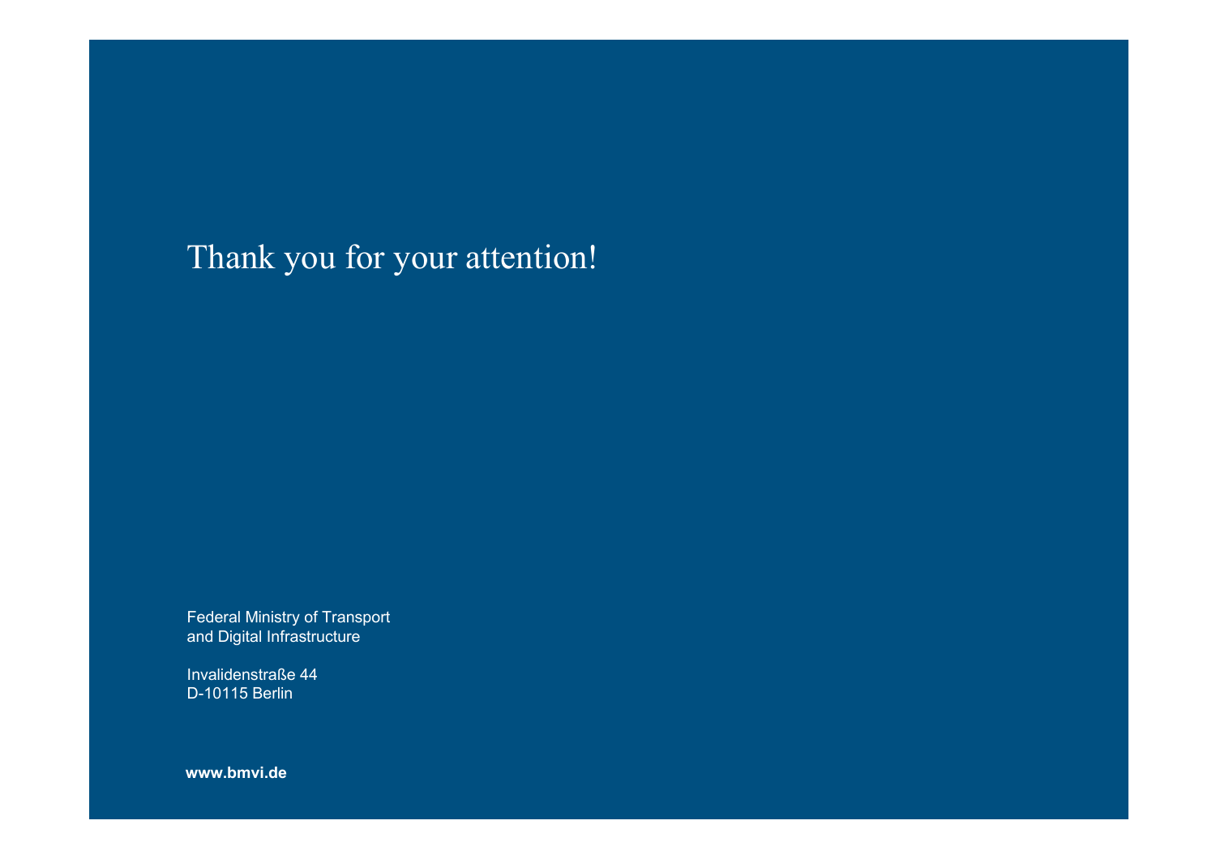Thank you for your attention!

Federal Ministry of Transport
and Digital Infrastructure

Invalidenstraße 44
D-10115 Berlin

**www.bmvi.de**